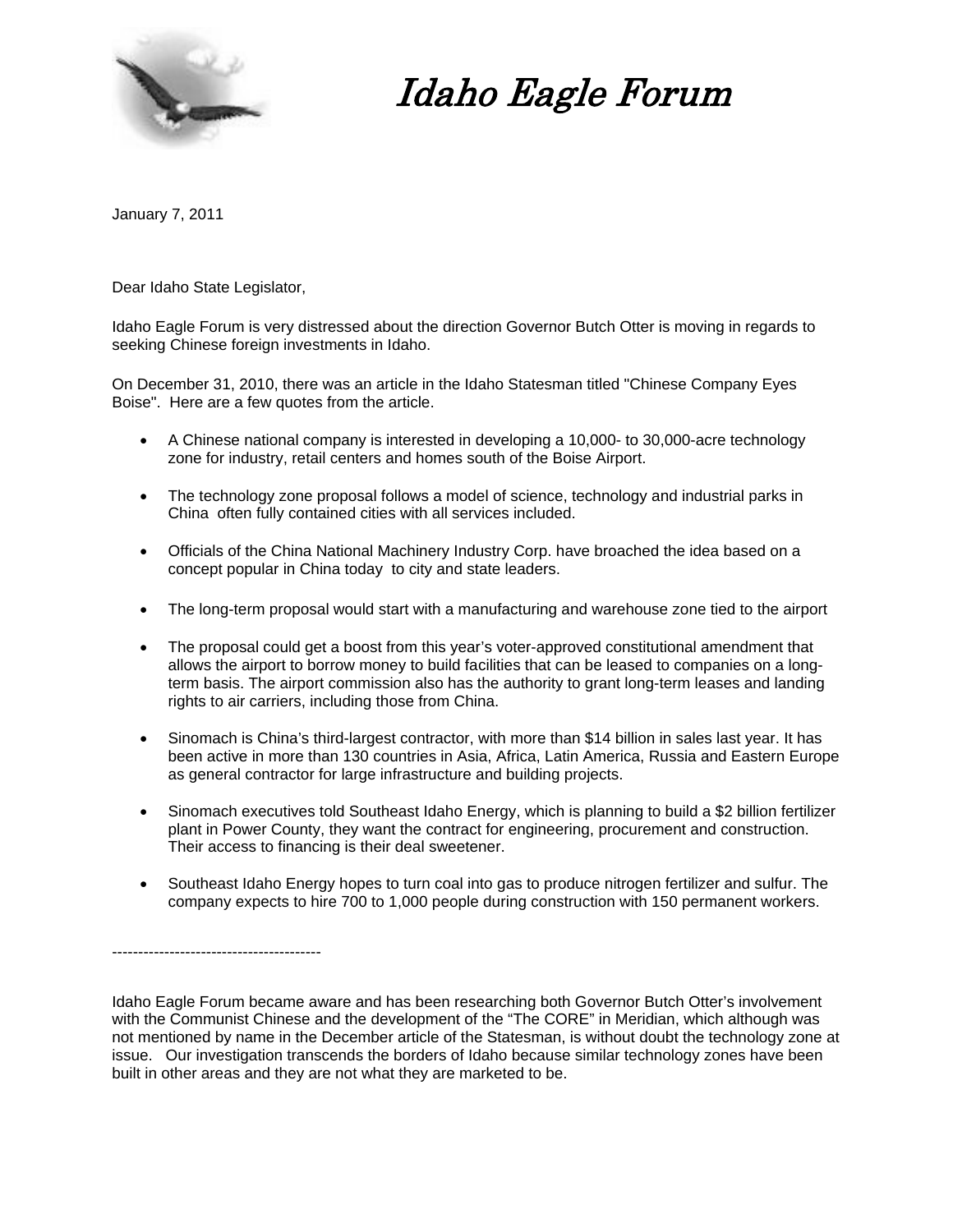# *Idaho Eagle Forum*

January 7, 2011

Dear Idaho State Legislator,

Idaho Eagle Forum is very distressed about the direction Governor Butch Otter is moving in regards to seeking Chinese foreign investments in Idaho.

On December 31, 2010, there was an article in the Idaho Statesman titled "Chinese Company Eyes Boise". Here are a few quotes from the article.

- A Chinese national company is interested in developing a 10,000- to 30,000-acre technology zone for industry, retail centers and homes south of the Boise Airport.
- The technology zone proposal follows a model of science, technology and industrial parks in China often fully contained cities with all services included.
- Officials of the China National Machinery Industry Corp. have broached the idea based on a concept popular in China today to city and state leaders.
- The long-term proposal would start with a manufacturing and warehouse zone tied to the airport
- The proposal could get a boost from this year's voter-approved constitutional amendment that allows the airport to borrow money to build facilities that can be leased to companies on a long-term basis. The airport commission also has the authority to grant long-term leases and landing rights to air carriers, including those from China.
- Sinomach is China's third-largest contractor, with more than $14 billion in sales last year. It has been active in more than 130 countries in Asia, Africa, Latin America, Russia and Eastern Europe as general contractor for large infrastructure and building projects.
- Sinomach executives told Southeast Idaho Energy, which is planning to build a $2 billion fertilizer plant in Power County, they want the contract for engineering, procurement and construction. Their access to financing is their deal sweetener.
- Southeast Idaho Energy hopes to turn coal into gas to produce nitrogen fertilizer and sulfur. The company expects to hire 700 to 1,000 people during construction with 150 permanent workers.

----------------------------------------

Idaho Eagle Forum became aware and has been researching both Governor Butch Otter's involvement with the Communist Chinese and the development of the "The CORE" in Meridian, which although was not mentioned by name in the December article of the Statesman, is without doubt the technology zone at issue. Our investigation transcends the borders of Idaho because similar technology zones have been built in other areas and they are not what they are marketed to be.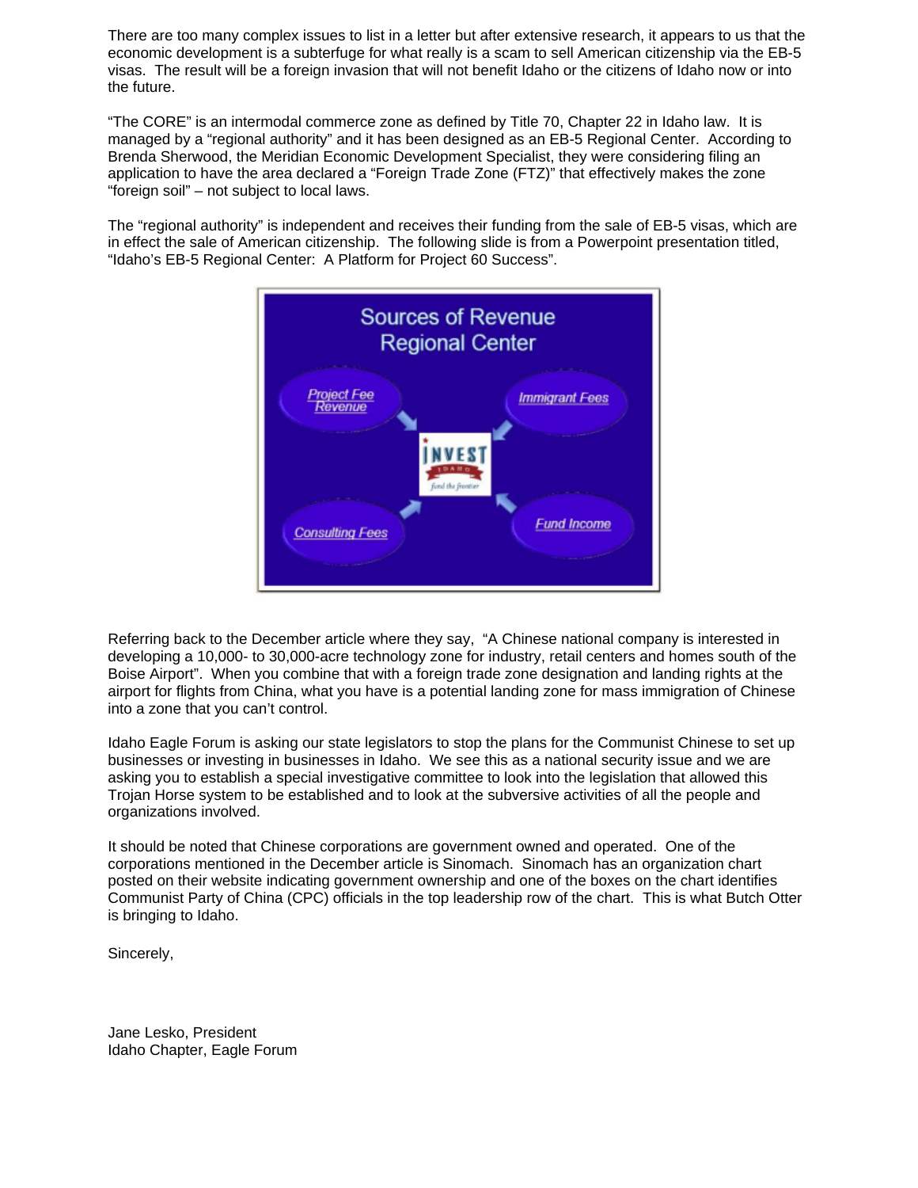There are too many complex issues to list in a letter but after extensive research, it appears to us that the economic development is a subterfuge for what really is a scam to sell American citizenship via the EB-5 visas. The result will be a foreign invasion that will not benefit Idaho or the citizens of Idaho now or into the future.

"The CORE" is an intermodal commerce zone as defined by Title 70, Chapter 22 in Idaho law. It is managed by a "regional authority" and it has been designed as an EB-5 Regional Center. According to Brenda Sherwood, the Meridian Economic Development Specialist, they were considering filing an application to have the area declared a "Foreign Trade Zone (FTZ)" that effectively makes the zone "foreign soil" – not subject to local laws.

The "regional authority" is independent and receives their funding from the sale of EB-5 visas, which are in effect the sale of American citizenship. The following slide is from a Powerpoint presentation titled, "Idaho's EB-5 Regional Center: A Platform for Project 60 Success".

Sources of Revenue
Regional Center

Project Fee Revenue

Immigrant Fees

INVEST IDAHO
fund the frontier

Consulting Fees

Fund Income

Referring back to the December article where they say, "A Chinese national company is interested in developing a 10,000- to 30,000-acre technology zone for industry, retail centers and homes south of the Boise Airport". When you combine that with a foreign trade zone designation and landing rights at the airport for flights from China, what you have is a potential landing zone for mass immigration of Chinese into a zone that you can't control.

Idaho Eagle Forum is asking our state legislators to stop the plans for the Communist Chinese to set up businesses or investing in businesses in Idaho. We see this as a national security issue and we are asking you to establish a special investigative committee to look into the legislation that allowed this Trojan Horse system to be established and to look at the subversive activities of all the people and organizations involved.

It should be noted that Chinese corporations are government owned and operated. One of the corporations mentioned in the December article is Sinomach. Sinomach has an organization chart posted on their website indicating government ownership and one of the boxes on the chart identifies Communist Party of China (CPC) officials in the top leadership row of the chart. This is what Butch Otter is bringing to Idaho.

Sincerely,

Jane Lesko, President
Idaho Chapter, Eagle Forum